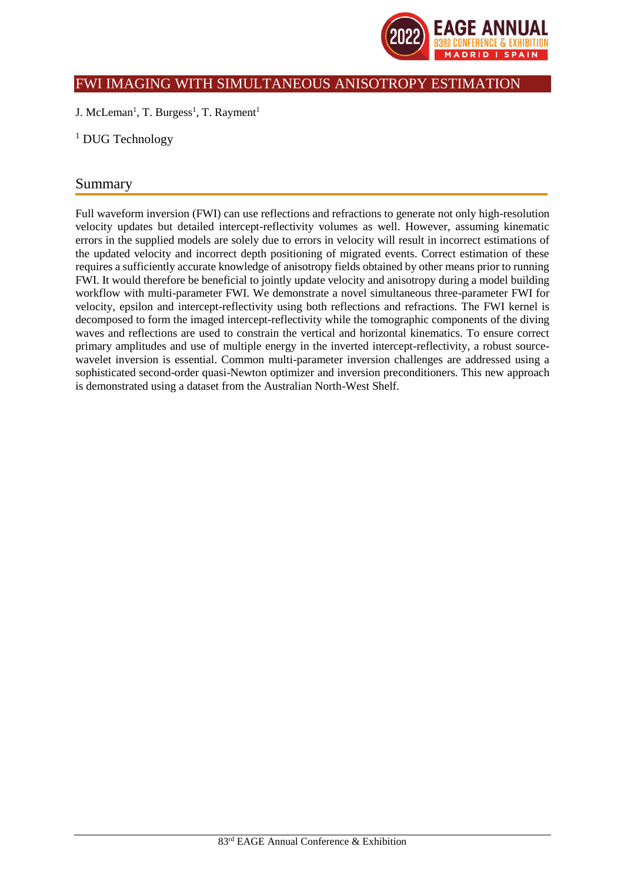# FWI IMAGING WITH SIMULTANEOUS ANISOTROPY ESTIMATION

J. McLeman[1], T. Burgess[1], T. Rayment[1]

[1] DUG Technology

## Summary

Full waveform inversion (FWI) can use reflections and refractions to generate not only high-resolution velocity updates but detailed intercept-reflectivity volumes as well. However, assuming kinematic errors in the supplied models are solely due to errors in velocity will result in incorrect estimations of the updated velocity and incorrect depth positioning of migrated events. Correct estimation of these requires a sufficiently accurate knowledge of anisotropy fields obtained by other means prior to running FWI. It would therefore be beneficial to jointly update velocity and anisotropy during a model building workflow with multi-parameter FWI. We demonstrate a novel simultaneous three-parameter FWI for velocity, epsilon and intercept-reflectivity using both reflections and refractions. The FWI kernel is decomposed to form the imaged intercept-reflectivity while the tomographic components of the diving waves and reflections are used to constrain the vertical and horizontal kinematics. To ensure correct primary amplitudes and use of multiple energy in the inverted intercept-reflectivity, a robust source-wavelet inversion is essential. Common multi-parameter inversion challenges are addressed using a sophisticated second-order quasi-Newton optimizer and inversion preconditioners. This new approach is demonstrated using a dataset from the Australian North-West Shelf.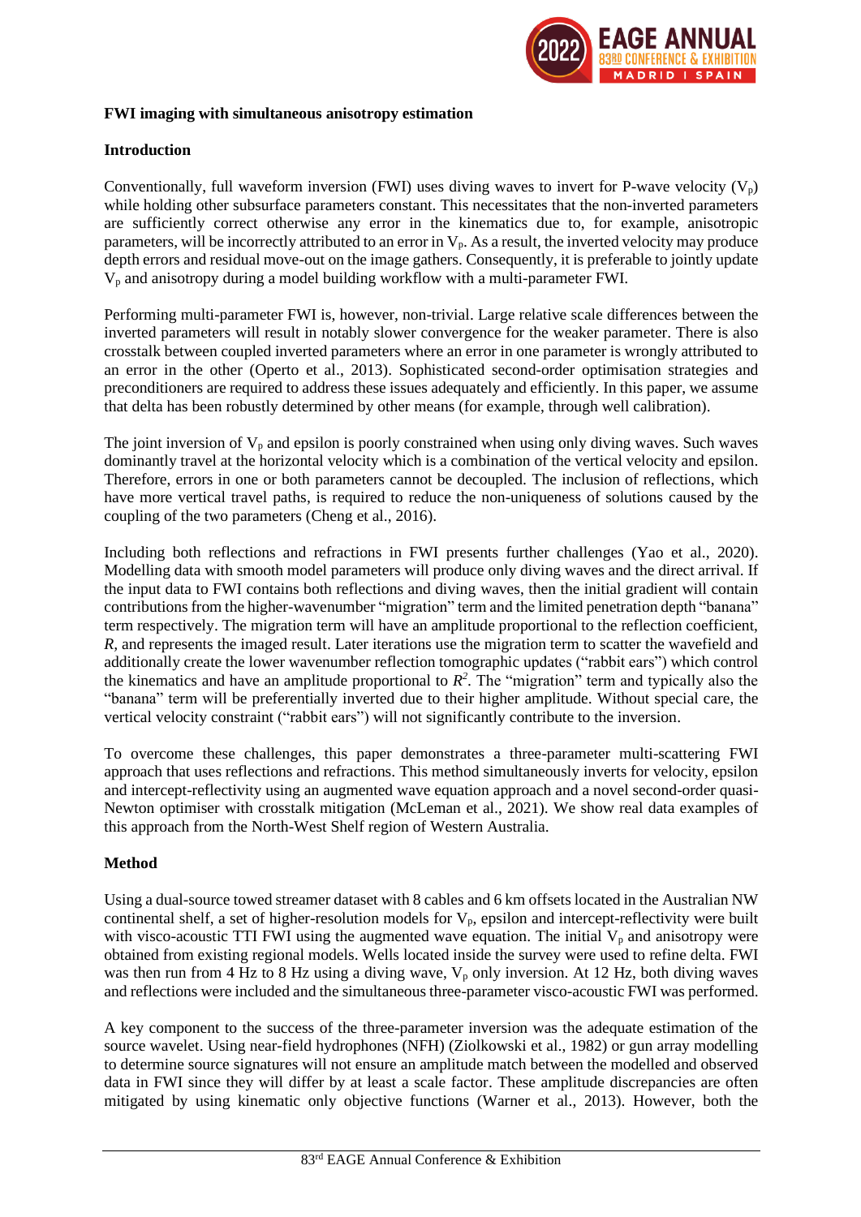**FWI imaging with simultaneous anisotropy estimation**

**Introduction**

Conventionally, full waveform inversion (FWI) uses diving waves to invert for P-wave velocity ($V_p$) while holding other subsurface parameters constant. This necessitates that the non-inverted parameters are sufficiently correct otherwise any error in the kinematics due to, for example, anisotropic parameters, will be incorrectly attributed to an error in $V_p$. As a result, the inverted velocity may produce depth errors and residual move-out on the image gathers. Consequently, it is preferable to jointly update $V_p$ and anisotropy during a model building workflow with a multi-parameter FWI.

Performing multi-parameter FWI is, however, non-trivial. Large relative scale differences between the inverted parameters will result in notably slower convergence for the weaker parameter. There is also crosstalk between coupled inverted parameters where an error in one parameter is wrongly attributed to an error in the other (Operto et al., 2013). Sophisticated second-order optimisation strategies and preconditioners are required to address these issues adequately and efficiently. In this paper, we assume that delta has been robustly determined by other means (for example, through well calibration).

The joint inversion of $V_p$ and epsilon is poorly constrained when using only diving waves. Such waves dominantly travel at the horizontal velocity which is a combination of the vertical velocity and epsilon. Therefore, errors in one or both parameters cannot be decoupled. The inclusion of reflections, which have more vertical travel paths, is required to reduce the non-uniqueness of solutions caused by the coupling of the two parameters (Cheng et al., 2016).

Including both reflections and refractions in FWI presents further challenges (Yao et al., 2020). Modelling data with smooth model parameters will produce only diving waves and the direct arrival. If the input data to FWI contains both reflections and diving waves, then the initial gradient will contain contributions from the higher-wavenumber "migration" term and the limited penetration depth "banana" term respectively. The migration term will have an amplitude proportional to the reflection coefficient, $R$, and represents the imaged result. Later iterations use the migration term to scatter the wavefield and additionally create the lower wavenumber reflection tomographic updates ("rabbit ears") which control the kinematics and have an amplitude proportional to $R^2$. The "migration" term and typically also the "banana" term will be preferentially inverted due to their higher amplitude. Without special care, the vertical velocity constraint ("rabbit ears") will not significantly contribute to the inversion.

To overcome these challenges, this paper demonstrates a three-parameter multi-scattering FWI approach that uses reflections and refractions. This method simultaneously inverts for velocity, epsilon and intercept-reflectivity using an augmented wave equation approach and a novel second-order quasi-Newton optimiser with crosstalk mitigation (McLeman et al., 2021). We show real data examples of this approach from the North-West Shelf region of Western Australia.

**Method**

Using a dual-source towed streamer dataset with 8 cables and 6 km offsets located in the Australian NW continental shelf, a set of higher-resolution models for $V_p$, epsilon and intercept-reflectivity were built with visco-acoustic TTI FWI using the augmented wave equation. The initial $V_p$ and anisotropy were obtained from existing regional models. Wells located inside the survey were used to refine delta. FWI was then run from 4 Hz to 8 Hz using a diving wave, $V_p$ only inversion. At 12 Hz, both diving waves and reflections were included and the simultaneous three-parameter visco-acoustic FWI was performed.

A key component to the success of the three-parameter inversion was the adequate estimation of the source wavelet. Using near-field hydrophones (NFH) (Ziolkowski et al., 1982) or gun array modelling to determine source signatures will not ensure an amplitude match between the modelled and observed data in FWI since they will differ by at least a scale factor. These amplitude discrepancies are often mitigated by using kinematic only objective functions (Warner et al., 2013). However, both the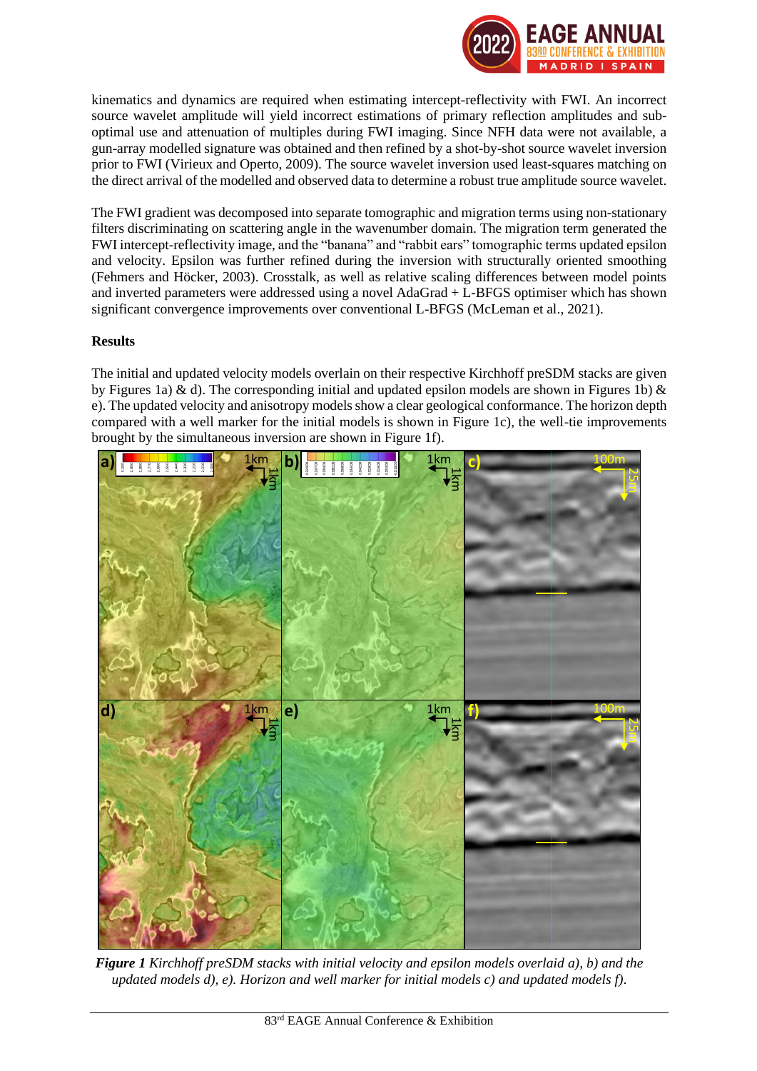kinematics and dynamics are required when estimating intercept-reflectivity with FWI. An incorrect source wavelet amplitude will yield incorrect estimations of primary reflection amplitudes and sub-optimal use and attenuation of multiples during FWI imaging. Since NFH data were not available, a gun-array modelled signature was obtained and then refined by a shot-by-shot source wavelet inversion prior to FWI (Virieux and Operto, 2009). The source wavelet inversion used least-squares matching on the direct arrival of the modelled and observed data to determine a robust true amplitude source wavelet.

The FWI gradient was decomposed into separate tomographic and migration terms using non-stationary filters discriminating on scattering angle in the wavenumber domain. The migration term generated the FWI intercept-reflectivity image, and the "banana" and "rabbit ears" tomographic terms updated epsilon and velocity. Epsilon was further refined during the inversion with structurally oriented smoothing (Fehmers and Höcker, 2003). Crosstalk, as well as relative scaling differences between model points and inverted parameters were addressed using a novel AdaGrad + L-BFGS optimiser which has shown significant convergence improvements over conventional L-BFGS (McLeman et al., 2021).

**Results**

The initial and updated velocity models overlain on their respective Kirchhoff preSDM stacks are given by Figures 1a) & d). The corresponding initial and updated epsilon models are shown in Figures 1b) & e). The updated velocity and anisotropy models show a clear geological conformance. The horizon depth compared with a well marker for the initial models is shown in Figure 1c), the well-tie improvements brought by the simultaneous inversion are shown in Figure 1f).

*Figure 1 Kirchhoff preSDM stacks with initial velocity and epsilon models overlaid a), b) and the updated models d), e). Horizon and well marker for initial models c) and updated models f).*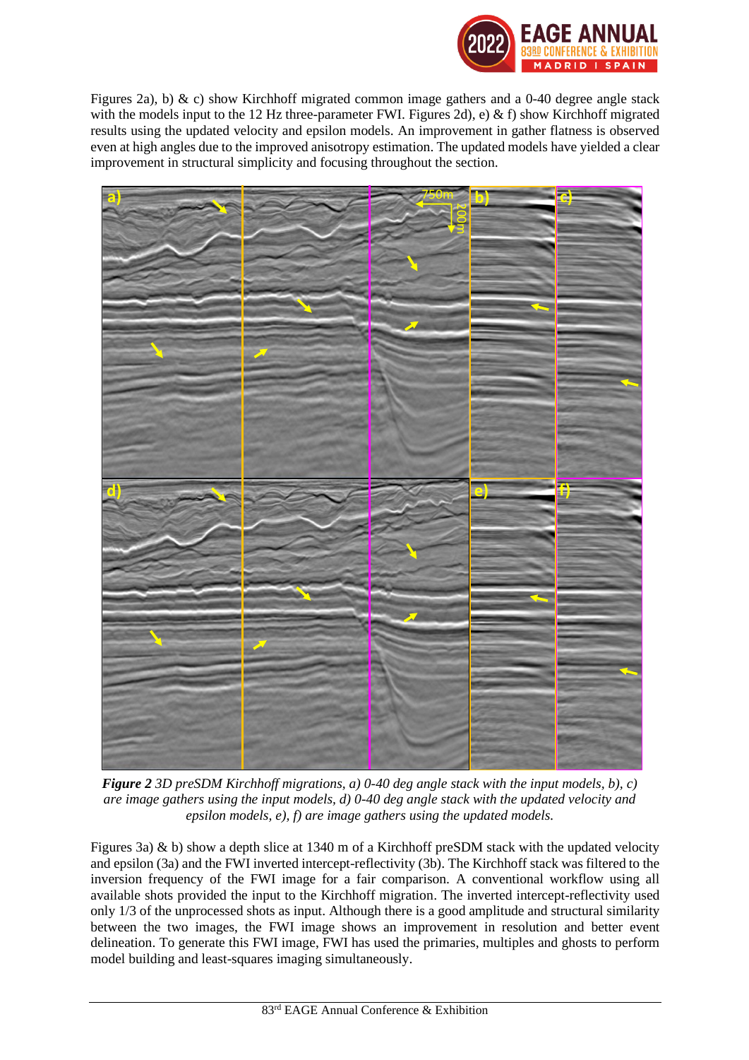Figures 2a), b) & c) show Kirchhoff migrated common image gathers and a 0-40 degree angle stack with the models input to the 12 Hz three-parameter FWI. Figures 2d), e) & f) show Kirchhoff migrated results using the updated velocity and epsilon models. An improvement in gather flatness is observed even at high angles due to the improved anisotropy estimation. The updated models have yielded a clear improvement in structural simplicity and focusing throughout the section.

***Figure 2*** *3D preSDM Kirchhoff migrations, a) 0-40 deg angle stack with the input models, b), c) are image gathers using the input models, d) 0-40 deg angle stack with the updated velocity and epsilon models, e), f) are image gathers using the updated models.*

Figures 3a) & b) show a depth slice at 1340 m of a Kirchhoff preSDM stack with the updated velocity and epsilon (3a) and the FWI inverted intercept-reflectivity (3b). The Kirchhoff stack was filtered to the inversion frequency of the FWI image for a fair comparison. A conventional workflow using all available shots provided the input to the Kirchhoff migration. The inverted intercept-reflectivity used only 1/3 of the unprocessed shots as input. Although there is a good amplitude and structural similarity between the two images, the FWI image shows an improvement in resolution and better event delineation. To generate this FWI image, FWI has used the primaries, multiples and ghosts to perform model building and least-squares imaging simultaneously.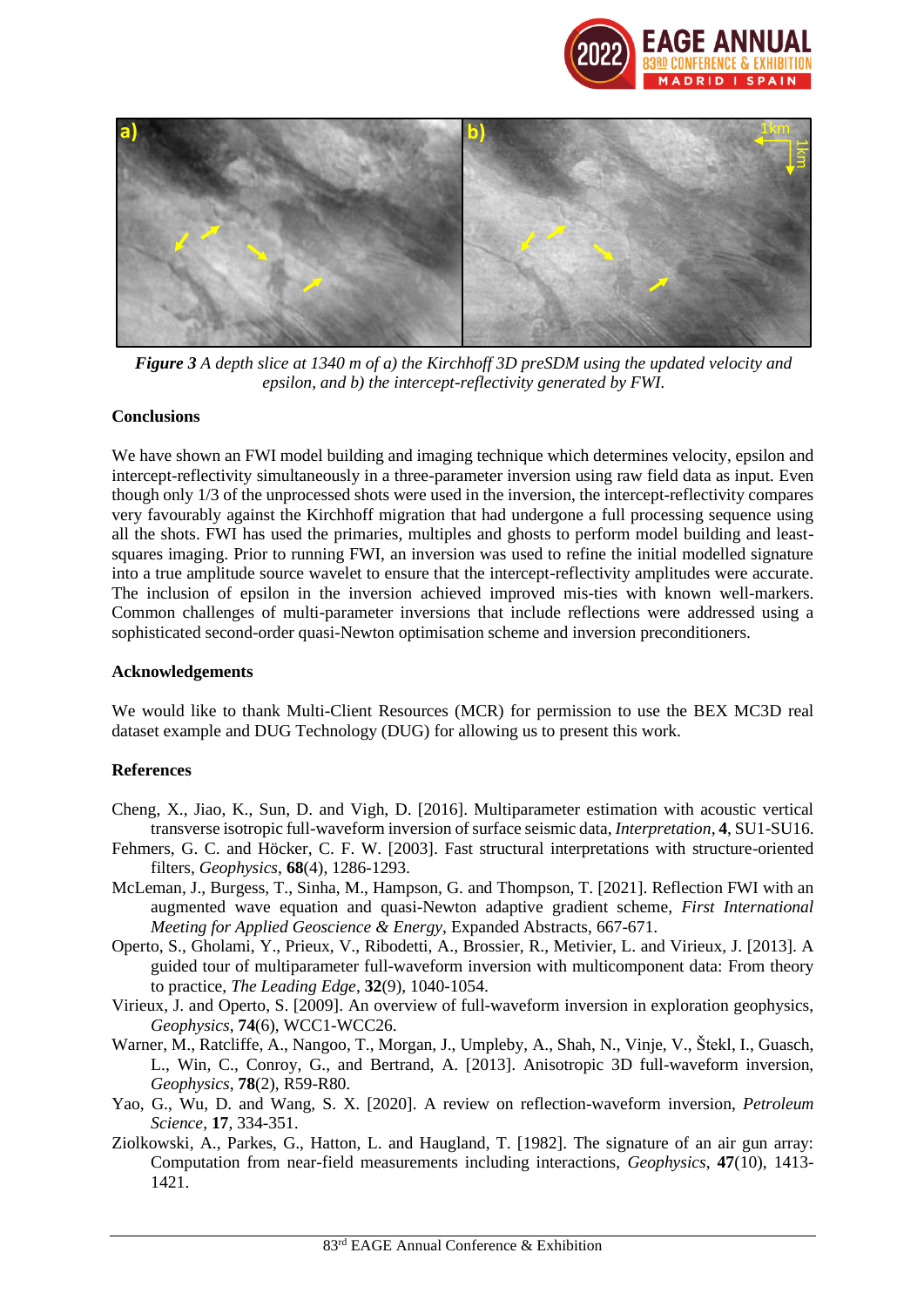a) b) 1km 1km

*Figure 3 A depth slice at 1340 m of a) the Kirchhoff 3D preSDM using the updated velocity and epsilon, and b) the intercept-reflectivity generated by FWI.*

## Conclusions

We have shown an FWI model building and imaging technique which determines velocity, epsilon and intercept-reflectivity simultaneously in a three-parameter inversion using raw field data as input. Even though only 1/3 of the unprocessed shots were used in the inversion, the intercept-reflectivity compares very favourably against the Kirchhoff migration that had undergone a full processing sequence using all the shots. FWI has used the primaries, multiples and ghosts to perform model building and least-squares imaging. Prior to running FWI, an inversion was used to refine the initial modelled signature into a true amplitude source wavelet to ensure that the intercept-reflectivity amplitudes were accurate. The inclusion of epsilon in the inversion achieved improved mis-ties with known well-markers. Common challenges of multi-parameter inversions that include reflections were addressed using a sophisticated second-order quasi-Newton optimisation scheme and inversion preconditioners.

## Acknowledgements

We would like to thank Multi-Client Resources (MCR) for permission to use the BEX MC3D real dataset example and DUG Technology (DUG) for allowing us to present this work.

## References

Cheng, X., Jiao, K., Sun, D. and Vigh, D. [2016]. Multiparameter estimation with acoustic vertical transverse isotropic full-waveform inversion of surface seismic data, *Interpretation*, **4**, SU1-SU16.

Fehmers, G. C. and Höcker, C. F. W. [2003]. Fast structural interpretations with structure-oriented filters, *Geophysics*, **68**(4), 1286-1293.

McLeman, J., Burgess, T., Sinha, M., Hampson, G. and Thompson, T. [2021]. Reflection FWI with an augmented wave equation and quasi-Newton adaptive gradient scheme, *First International Meeting for Applied Geoscience & Energy*, Expanded Abstracts, 667-671.

Operto, S., Gholami, Y., Prieux, V., Ribodetti, A., Brossier, R., Metivier, L. and Virieux, J. [2013]. A guided tour of multiparameter full-waveform inversion with multicomponent data: From theory to practice, *The Leading Edge*, **32**(9), 1040-1054.

Virieux, J. and Operto, S. [2009]. An overview of full-waveform inversion in exploration geophysics, *Geophysics*, **74**(6), WCC1-WCC26.

Warner, M., Ratcliffe, A., Nangoo, T., Morgan, J., Umpleby, A., Shah, N., Vinje, V., Štekl, I., Guasch, L., Win, C., Conroy, G., and Bertrand, A. [2013]. Anisotropic 3D full-waveform inversion, *Geophysics*, **78**(2), R59-R80.

Yao, G., Wu, D. and Wang, S. X. [2020]. A review on reflection-waveform inversion, *Petroleum Science*, **17**, 334-351.

Ziolkowski, A., Parkes, G., Hatton, L. and Haugland, T. [1982]. The signature of an air gun array: Computation from near-field measurements including interactions, *Geophysics*, **47**(10), 1413-1421.